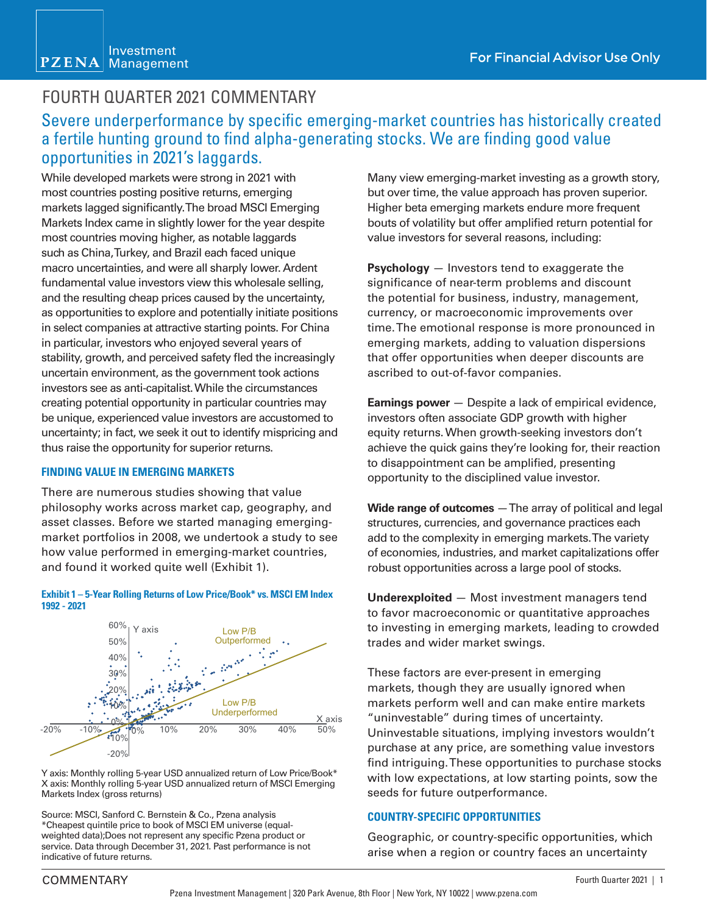# FOURTH QUARTER 2021 COMMENTARY

## Severe underperformance by specific emerging-market countries has historically created a fertile hunting ground to find alpha-generating stocks. We are finding good value opportunities in 2021's laggards.

While developed markets were strong in 2021 with most countries posting positive returns, emerging markets lagged significantly. The broad MSCI Emerging Markets Index came in slightly lower for the year despite most countries moving higher, as notable laggards such as China, Turkey, and Brazil each faced unique macro uncertainties, and were all sharply lower. Ardent fundamental value investors view this wholesale selling, and the resulting cheap prices caused by the uncertainty, as opportunities to explore and potentially initiate positions in select companies at attractive starting points. For China in particular, investors who enjoyed several years of stability, growth, and perceived safety fled the increasingly uncertain environment, as the government took actions investors see as anti-capitalist. While the circumstances creating potential opportunity in particular countries may be unique, experienced value investors are accustomed to uncertainty; in fact, we seek it out to identify mispricing and thus raise the opportunity for superior returns.

### FINDING VALUE IN EMERGING MARKETS

There are numerous studies showing that value philosophy works across market cap, geography, and asset classes. Before we started managing emerging-market portfolios in 2008, we undertook a study to see how value performed in emerging-market countries, and found it worked quite well (Exhibit 1).

**Exhibit 1 – 5-Year Rolling Returns of Low Price/Book* vs. MSCI EM Index 1992 - 2021**

Y axis: Monthly rolling 5-year USD annualized return of Low Price/Book*
X axis: Monthly rolling 5-year USD annualized return of MSCI Emerging Markets Index (gross returns)

Source: MSCI, Sanford C. Bernstein & Co., Pzena analysis
*Cheapest quintile price to book of MSCI EM universe (equal-weighted data);Does not represent any specific Pzena product or service. Data through December 31, 2021. Past performance is not indicative of future returns.

Many view emerging-market investing as a growth story, but over time, the value approach has proven superior. Higher beta emerging markets endure more frequent bouts of volatility but offer amplified return potential for value investors for several reasons, including:

**Psychology** — Investors tend to exaggerate the significance of near-term problems and discount the potential for business, industry, management, currency, or macroeconomic improvements over time. The emotional response is more pronounced in emerging markets, adding to valuation dispersions that offer opportunities when deeper discounts are ascribed to out-of-favor companies.

**Earnings power** — Despite a lack of empirical evidence, investors often associate GDP growth with higher equity returns. When growth-seeking investors don't achieve the quick gains they're looking for, their reaction to disappointment can be amplified, presenting opportunity to the disciplined value investor.

**Wide range of outcomes** — The array of political and legal structures, currencies, and governance practices each add to the complexity in emerging markets. The variety of economies, industries, and market capitalizations offer robust opportunities across a large pool of stocks.

**Underexploited** — Most investment managers tend to favor macroeconomic or quantitative approaches to investing in emerging markets, leading to crowded trades and wider market swings.

These factors are ever-present in emerging markets, though they are usually ignored when markets perform well and can make entire markets "uninvestable" during times of uncertainty. Uninvestable situations, implying investors wouldn't purchase at any price, are something value investors find intriguing. These opportunities to purchase stocks with low expectations, at low starting points, sow the seeds for future outperformance.

### COUNTRY-SPECIFIC OPPORTUNITIES

Geographic, or country-specific opportunities, which arise when a region or country faces an uncertainty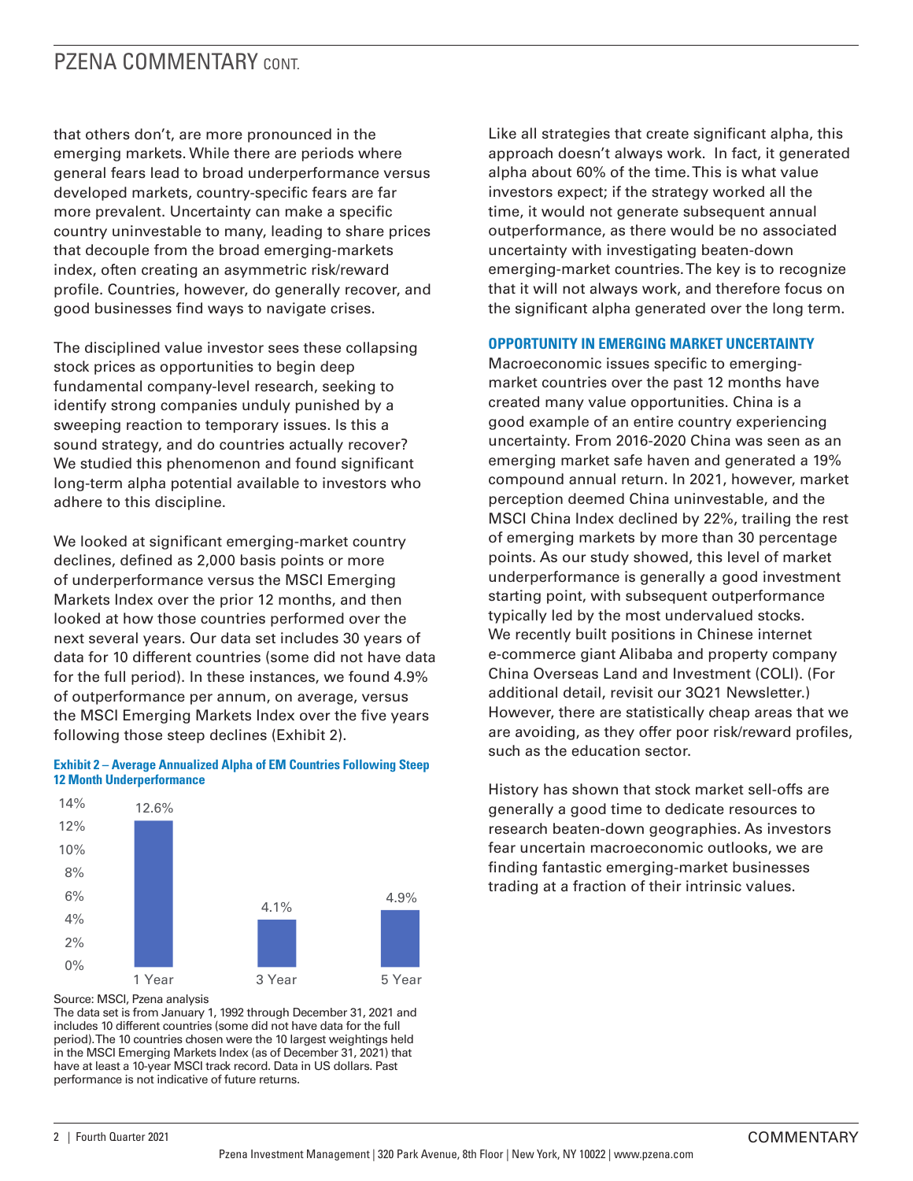that others don't, are more pronounced in the emerging markets. While there are periods where general fears lead to broad underperformance versus developed markets, country-specific fears are far more prevalent. Uncertainty can make a specific country uninvestable to many, leading to share prices that decouple from the broad emerging-markets index, often creating an asymmetric risk/reward profile. Countries, however, do generally recover, and good businesses find ways to navigate crises.

The disciplined value investor sees these collapsing stock prices as opportunities to begin deep fundamental company-level research, seeking to identify strong companies unduly punished by a sweeping reaction to temporary issues. Is this a sound strategy, and do countries actually recover? We studied this phenomenon and found significant long-term alpha potential available to investors who adhere to this discipline.

We looked at significant emerging-market country declines, defined as 2,000 basis points or more of underperformance versus the MSCI Emerging Markets Index over the prior 12 months, and then looked at how those countries performed over the next several years. Our data set includes 30 years of data for 10 different countries (some did not have data for the full period). In these instances, we found 4.9% of outperformance per annum, on average, versus the MSCI Emerging Markets Index over the five years following those steep declines (Exhibit 2).

**Exhibit 2 – Average Annualized Alpha of EM Countries Following Steep 12 Month Underperformance**

| Period | Average Annualized Alpha |
|---|---|
| 1 Year | 12.6% |
| 3 Year | 4.1% |
| 5 Year | 4.9% |

Source: MSCI, Pzena analysis
The data set is from January 1, 1992 through December 31, 2021 and includes 10 different countries (some did not have data for the full period). The 10 countries chosen were the 10 largest weightings held in the MSCI Emerging Markets Index (as of December 31, 2021) that have at least a 10-year MSCI track record. Data in US dollars. Past performance is not indicative of future returns.

Like all strategies that create significant alpha, this approach doesn't always work. In fact, it generated alpha about 60% of the time. This is what value investors expect; if the strategy worked all the time, it would not generate subsequent annual outperformance, as there would be no associated uncertainty with investigating beaten-down emerging-market countries. The key is to recognize that it will not always work, and therefore focus on the significant alpha generated over the long term.

**OPPORTUNITY IN EMERGING MARKET UNCERTAINTY**

Macroeconomic issues specific to emerging-market countries over the past 12 months have created many value opportunities. China is a good example of an entire country experiencing uncertainty. From 2016-2020 China was seen as an emerging market safe haven and generated a 19% compound annual return. In 2021, however, market perception deemed China uninvestable, and the MSCI China Index declined by 22%, trailing the rest of emerging markets by more than 30 percentage points. As our study showed, this level of market underperformance is generally a good investment starting point, with subsequent outperformance typically led by the most undervalued stocks. We recently built positions in Chinese internet e-commerce giant Alibaba and property company China Overseas Land and Investment (COLI). (For additional detail, revisit our 3Q21 Newsletter.) However, there are statistically cheap areas that we are avoiding, as they offer poor risk/reward profiles, such as the education sector.

History has shown that stock market sell-offs are generally a good time to dedicate resources to research beaten-down geographies. As investors fear uncertain macroeconomic outlooks, we are finding fantastic emerging-market businesses trading at a fraction of their intrinsic values.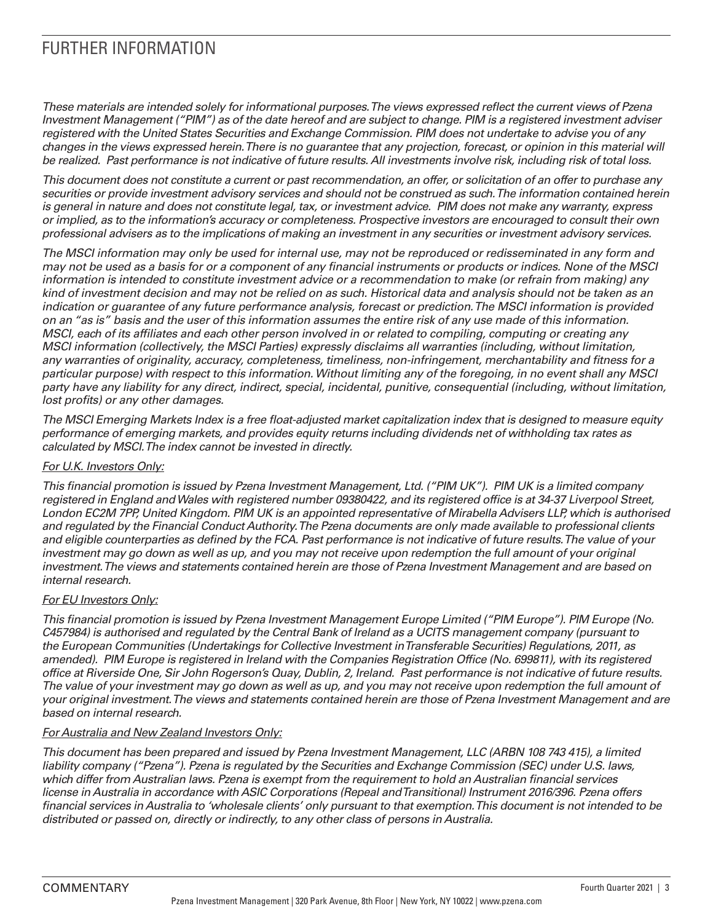# FURTHER INFORMATION

*These materials are intended solely for informational purposes. The views expressed reflect the current views of Pzena Investment Management ("PIM") as of the date hereof and are subject to change. PIM is a registered investment adviser registered with the United States Securities and Exchange Commission. PIM does not undertake to advise you of any changes in the views expressed herein. There is no guarantee that any projection, forecast, or opinion in this material will be realized. Past performance is not indicative of future results. All investments involve risk, including risk of total loss.*

*This document does not constitute a current or past recommendation, an offer, or solicitation of an offer to purchase any securities or provide investment advisory services and should not be construed as such. The information contained herein is general in nature and does not constitute legal, tax, or investment advice. PIM does not make any warranty, express or implied, as to the information's accuracy or completeness. Prospective investors are encouraged to consult their own professional advisers as to the implications of making an investment in any securities or investment advisory services.*

*The MSCI information may only be used for internal use, may not be reproduced or redisseminated in any form and may not be used as a basis for or a component of any financial instruments or products or indices. None of the MSCI information is intended to constitute investment advice or a recommendation to make (or refrain from making) any kind of investment decision and may not be relied on as such. Historical data and analysis should not be taken as an indication or guarantee of any future performance analysis, forecast or prediction. The MSCI information is provided on an "as is" basis and the user of this information assumes the entire risk of any use made of this information. MSCI, each of its affiliates and each other person involved in or related to compiling, computing or creating any MSCI information (collectively, the MSCI Parties) expressly disclaims all warranties (including, without limitation, any warranties of originality, accuracy, completeness, timeliness, non-infringement, merchantability and fitness for a particular purpose) with respect to this information. Without limiting any of the foregoing, in no event shall any MSCI party have any liability for any direct, indirect, special, incidental, punitive, consequential (including, without limitation, lost profits) or any other damages.*

*The MSCI Emerging Markets Index is a free float-adjusted market capitalization index that is designed to measure equity performance of emerging markets, and provides equity returns including dividends net of withholding tax rates as calculated by MSCI. The index cannot be invested in directly.*

*For U.K. Investors Only:*

*This financial promotion is issued by Pzena Investment Management, Ltd. ("PIM UK"). PIM UK is a limited company registered in England and Wales with registered number 09380422, and its registered office is at 34-37 Liverpool Street, London EC2M 7PP, United Kingdom. PIM UK is an appointed representative of Mirabella Advisers LLP, which is authorised and regulated by the Financial Conduct Authority. The Pzena documents are only made available to professional clients and eligible counterparties as defined by the FCA. Past performance is not indicative of future results. The value of your investment may go down as well as up, and you may not receive upon redemption the full amount of your original investment. The views and statements contained herein are those of Pzena Investment Management and are based on internal research.*

*For EU Investors Only:*

*This financial promotion is issued by Pzena Investment Management Europe Limited ("PIM Europe"). PIM Europe (No. C457984) is authorised and regulated by the Central Bank of Ireland as a UCITS management company (pursuant to the European Communities (Undertakings for Collective Investment in Transferable Securities) Regulations, 2011, as amended). PIM Europe is registered in Ireland with the Companies Registration Office (No. 699811), with its registered office at Riverside One, Sir John Rogerson's Quay, Dublin, 2, Ireland. Past performance is not indicative of future results. The value of your investment may go down as well as up, and you may not receive upon redemption the full amount of your original investment. The views and statements contained herein are those of Pzena Investment Management and are based on internal research.*

*For Australia and New Zealand Investors Only:*

*This document has been prepared and issued by Pzena Investment Management, LLC (ARBN 108 743 415), a limited liability company ("Pzena"). Pzena is regulated by the Securities and Exchange Commission (SEC) under U.S. laws, which differ from Australian laws. Pzena is exempt from the requirement to hold an Australian financial services license in Australia in accordance with ASIC Corporations (Repeal and Transitional) Instrument 2016/396. Pzena offers financial services in Australia to 'wholesale clients' only pursuant to that exemption. This document is not intended to be distributed or passed on, directly or indirectly, to any other class of persons in Australia.*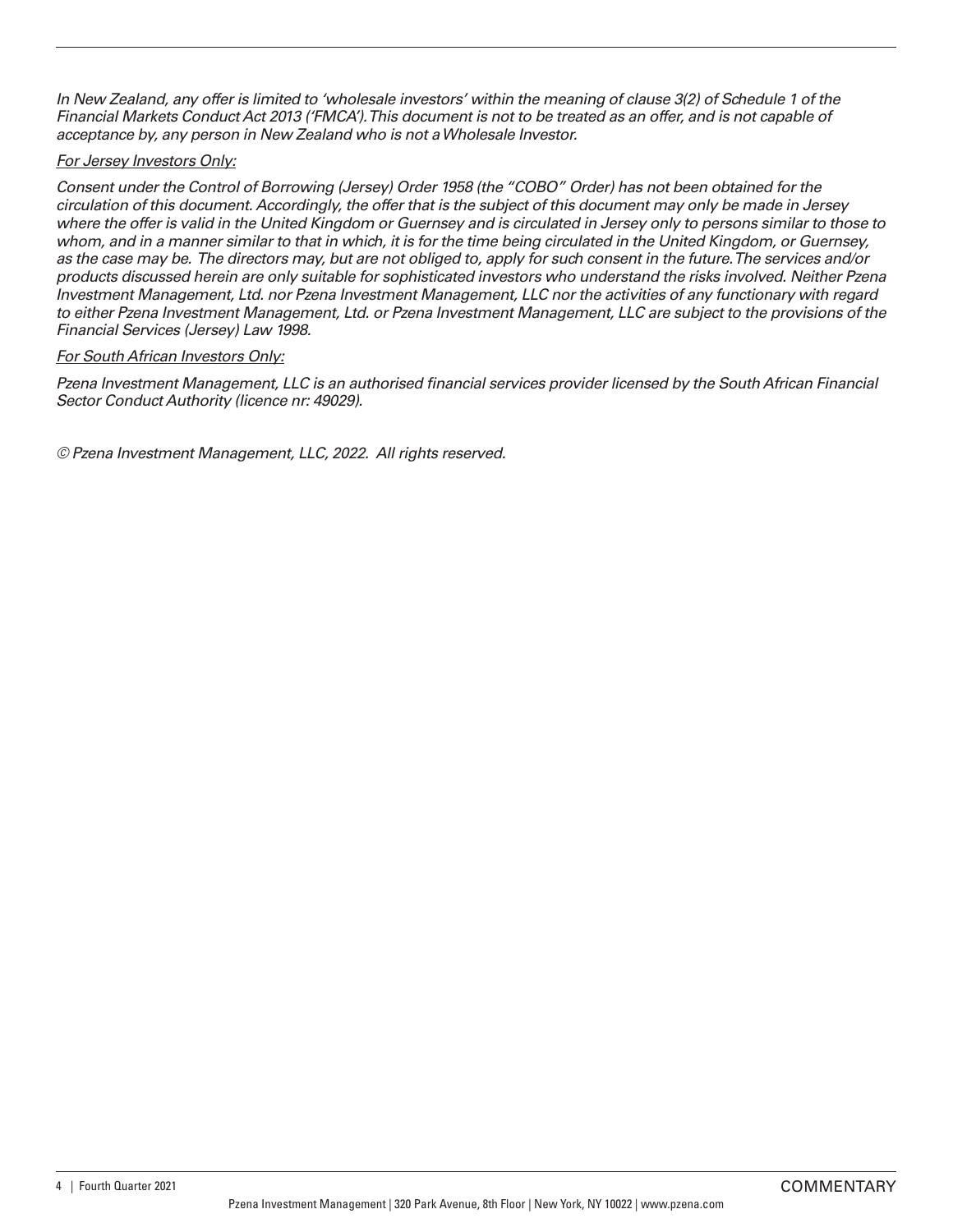*In New Zealand, any offer is limited to 'wholesale investors' within the meaning of clause 3(2) of Schedule 1 of the Financial Markets Conduct Act 2013 ('FMCA'). This document is not to be treated as an offer, and is not capable of acceptance by, any person in New Zealand who is not a Wholesale Investor.*

*For Jersey Investors Only:*

*Consent under the Control of Borrowing (Jersey) Order 1958 (the "COBO" Order) has not been obtained for the circulation of this document. Accordingly, the offer that is the subject of this document may only be made in Jersey where the offer is valid in the United Kingdom or Guernsey and is circulated in Jersey only to persons similar to those to whom, and in a manner similar to that in which, it is for the time being circulated in the United Kingdom, or Guernsey, as the case may be. The directors may, but are not obliged to, apply for such consent in the future. The services and/or products discussed herein are only suitable for sophisticated investors who understand the risks involved. Neither Pzena Investment Management, Ltd. nor Pzena Investment Management, LLC nor the activities of any functionary with regard to either Pzena Investment Management, Ltd. or Pzena Investment Management, LLC are subject to the provisions of the Financial Services (Jersey) Law 1998.*

*For South African Investors Only:*

*Pzena Investment Management, LLC is an authorised financial services provider licensed by the South African Financial Sector Conduct Authority (licence nr: 49029).*

*© Pzena Investment Management, LLC, 2022. All rights reserved.*